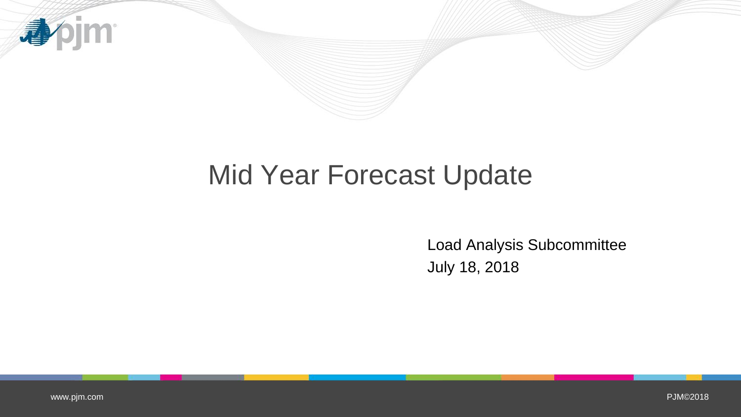# Mid Year Forecast Update

Load Analysis Subcommittee

July 18, 2018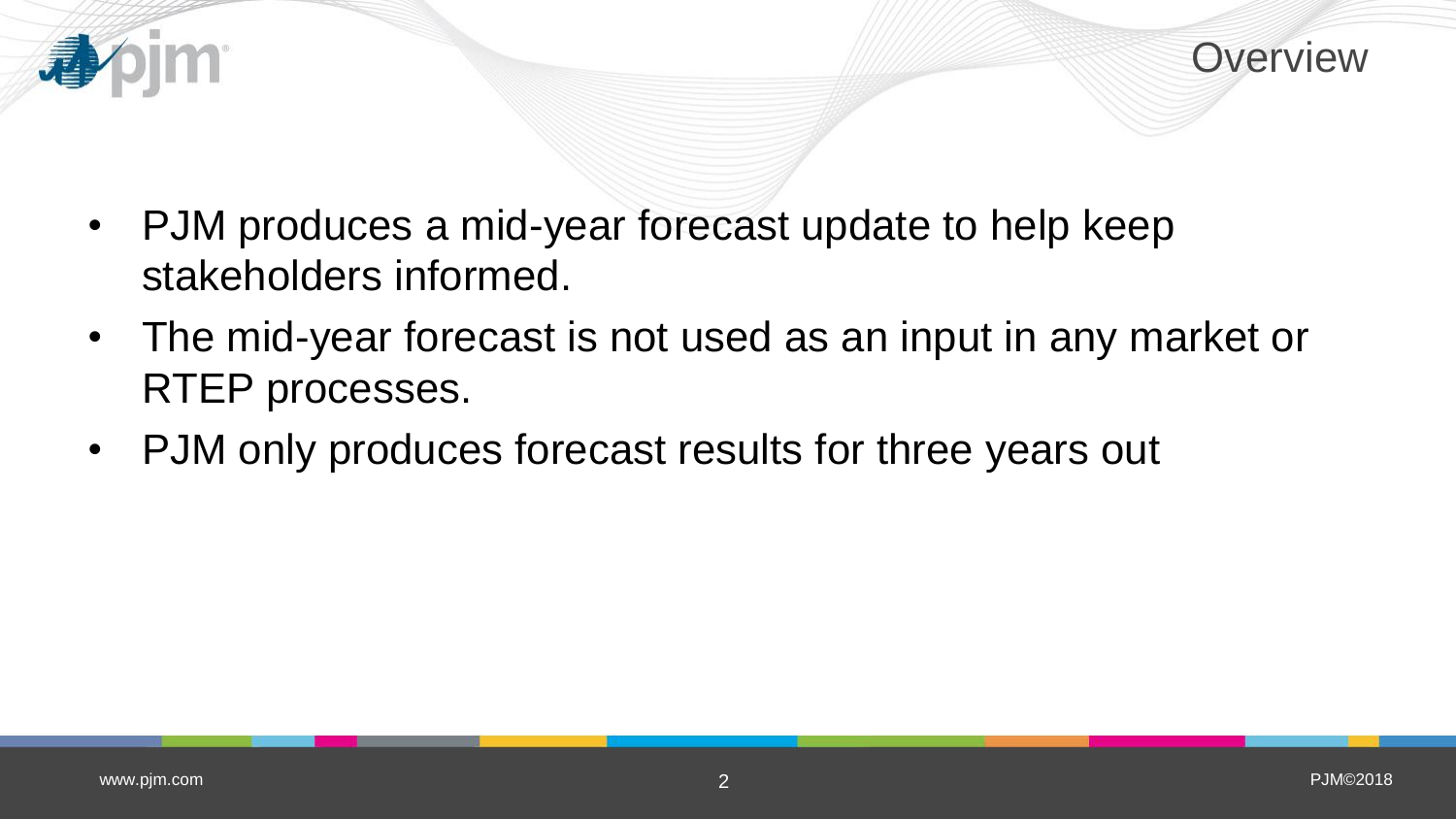# Overview

- PJM produces a mid-year forecast update to help keep stakeholders informed.
- The mid-year forecast is not used as an input in any market or RTEP processes.
- PJM only produces forecast results for three years out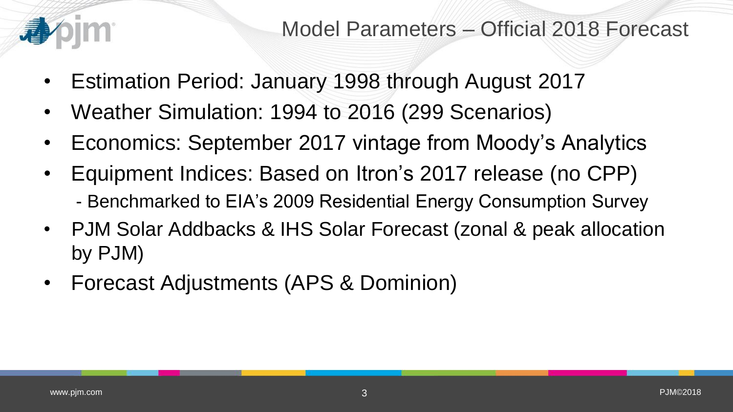# Model Parameters – Official 2018 Forecast

- Estimation Period: January 1998 through August 2017
- Weather Simulation: 1994 to 2016 (299 Scenarios)
- Economics: September 2017 vintage from Moody's Analytics
- Equipment Indices: Based on Itron's 2017 release (no CPP)
  - Benchmarked to EIA's 2009 Residential Energy Consumption Survey
- PJM Solar Addbacks & IHS Solar Forecast (zonal & peak allocation by PJM)
- Forecast Adjustments (APS & Dominion)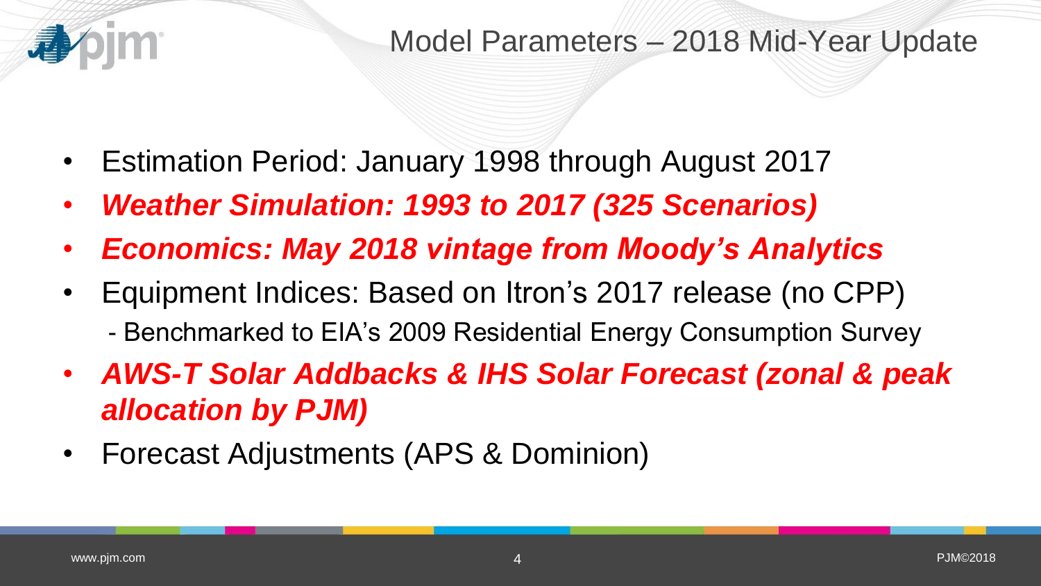# Model Parameters – 2018 Mid-Year Update

- Estimation Period: January 1998 through August 2017
- ***Weather Simulation: 1993 to 2017 (325 Scenarios)***
- ***Economics: May 2018 vintage from Moody's Analytics***
- Equipment Indices: Based on Itron's 2017 release (no CPP)
  - Benchmarked to EIA's 2009 Residential Energy Consumption Survey
- ***AWS-T Solar Addbacks & IHS Solar Forecast (zonal & peak allocation by PJM)***
- Forecast Adjustments (APS & Dominion)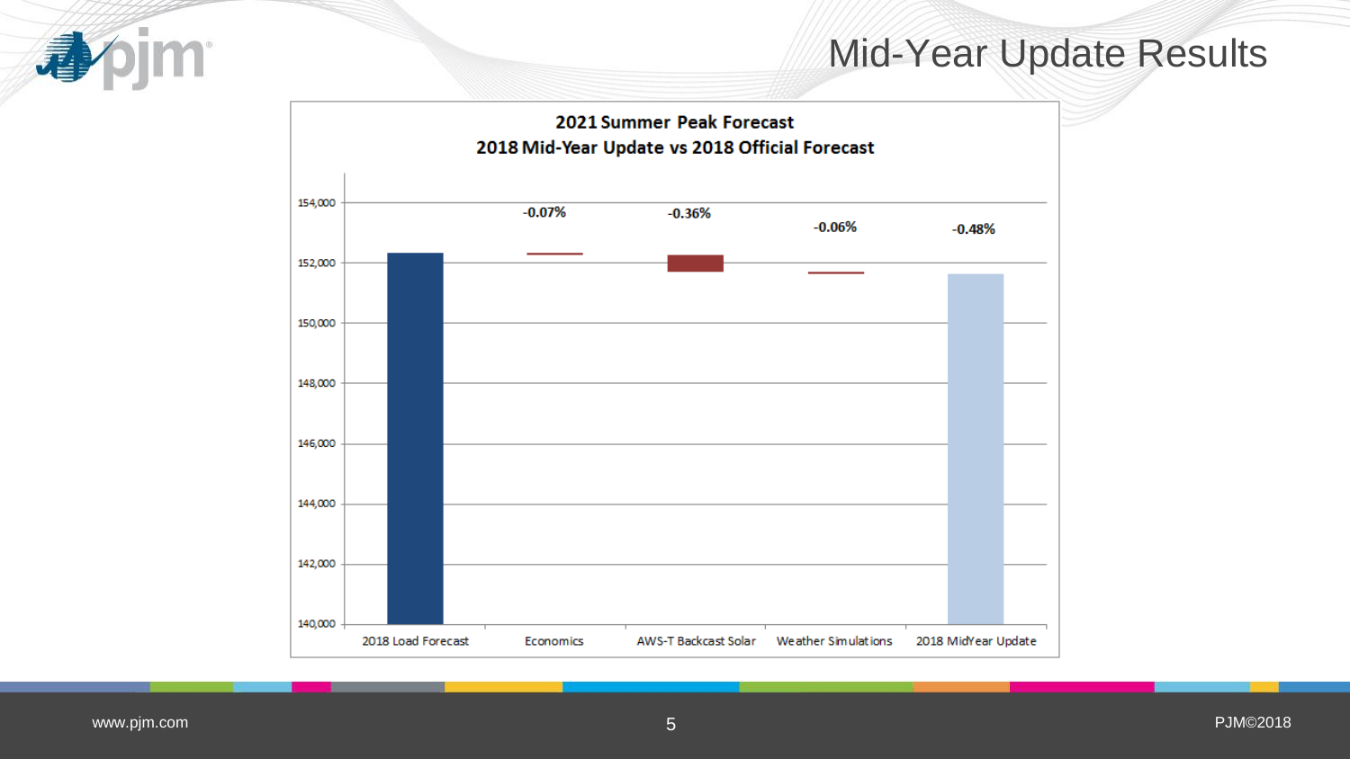# Mid-Year Update Results

**2021 Summer Peak Forecast**
**2018 Mid-Year Update vs 2018 Official Forecast**

| | 2018 Load Forecast | Economics | AWS-T Backcast Solar | Weather Simulations | 2018 MidYear Update |
|---|---|---|---|---|---|
| Change | | -0.07% | -0.36% | -0.06% | -0.48% |

Y-axis: 140,000 – 154,000 (142,000; 144,000; 146,000; 148,000; 150,000; 152,000)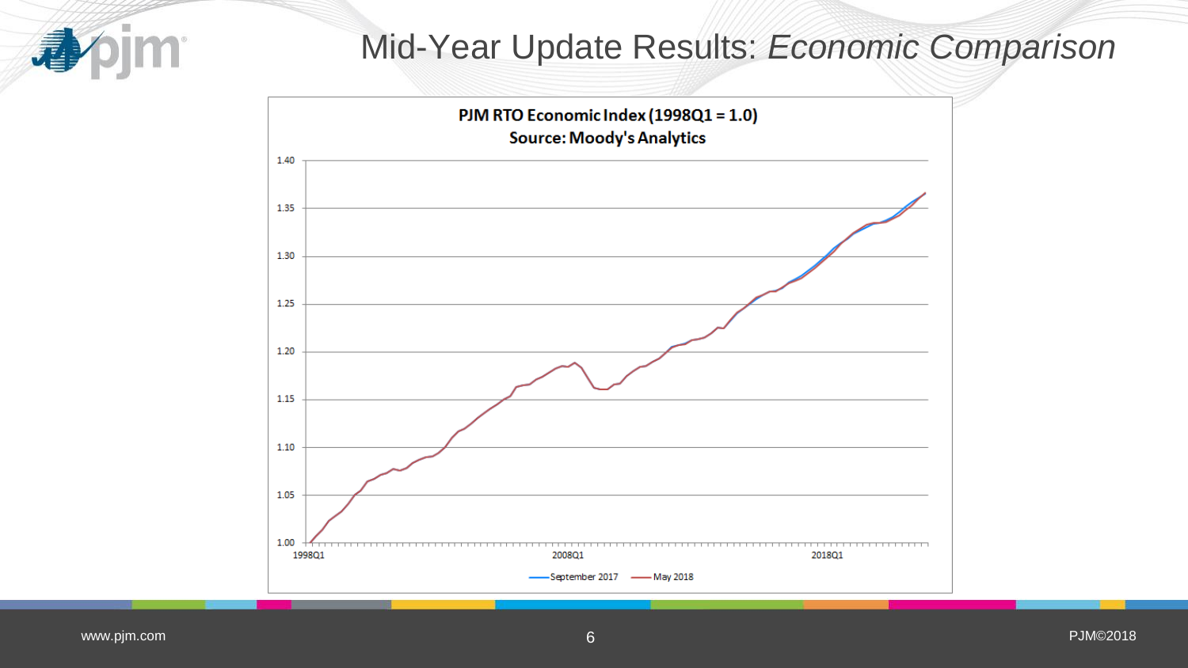# Mid-Year Update Results: *Economic Comparison*

**PJM RTO Economic Index (1998Q1 = 1.0)**
**Source: Moody's Analytics**

1.40
1.35
1.30
1.25
1.20
1.15
1.10
1.05
1.00

1998Q1 2008Q1 2018Q1

September 2017 May 2018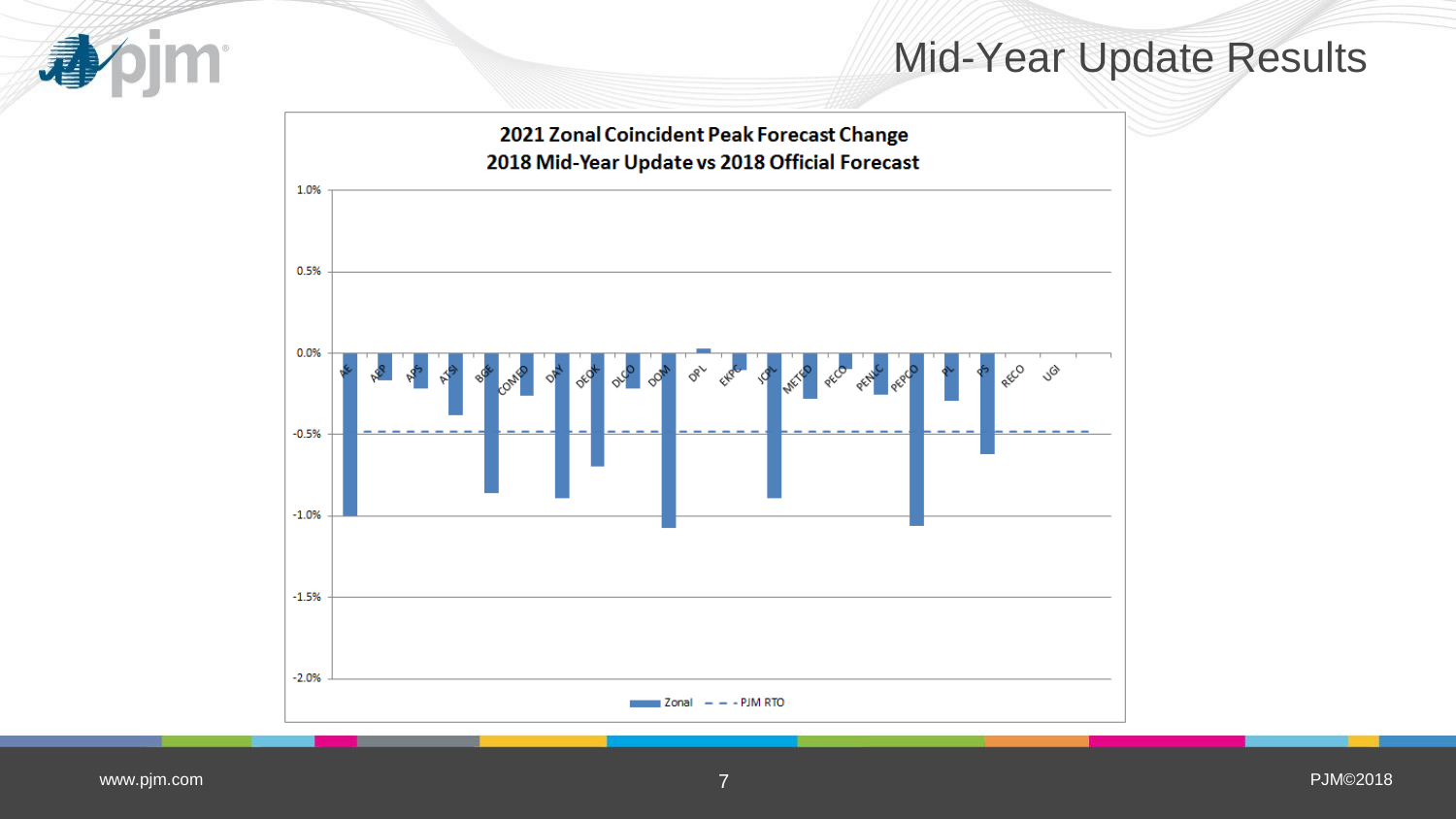# Mid-Year Update Results

**2021 Zonal Coincident Peak Forecast Change**
**2018 Mid-Year Update vs 2018 Official Forecast**

1.0%
0.5%
0.0%
-0.5%
-1.0%
-1.5%
-2.0%

AE AEP APS ATSI BGE COMED DAY DEOK DLCO DOM DPL EKPC JCPL METED PECO PENLC PEPCO PL PS RECO UGI

Zonal — PJM RTO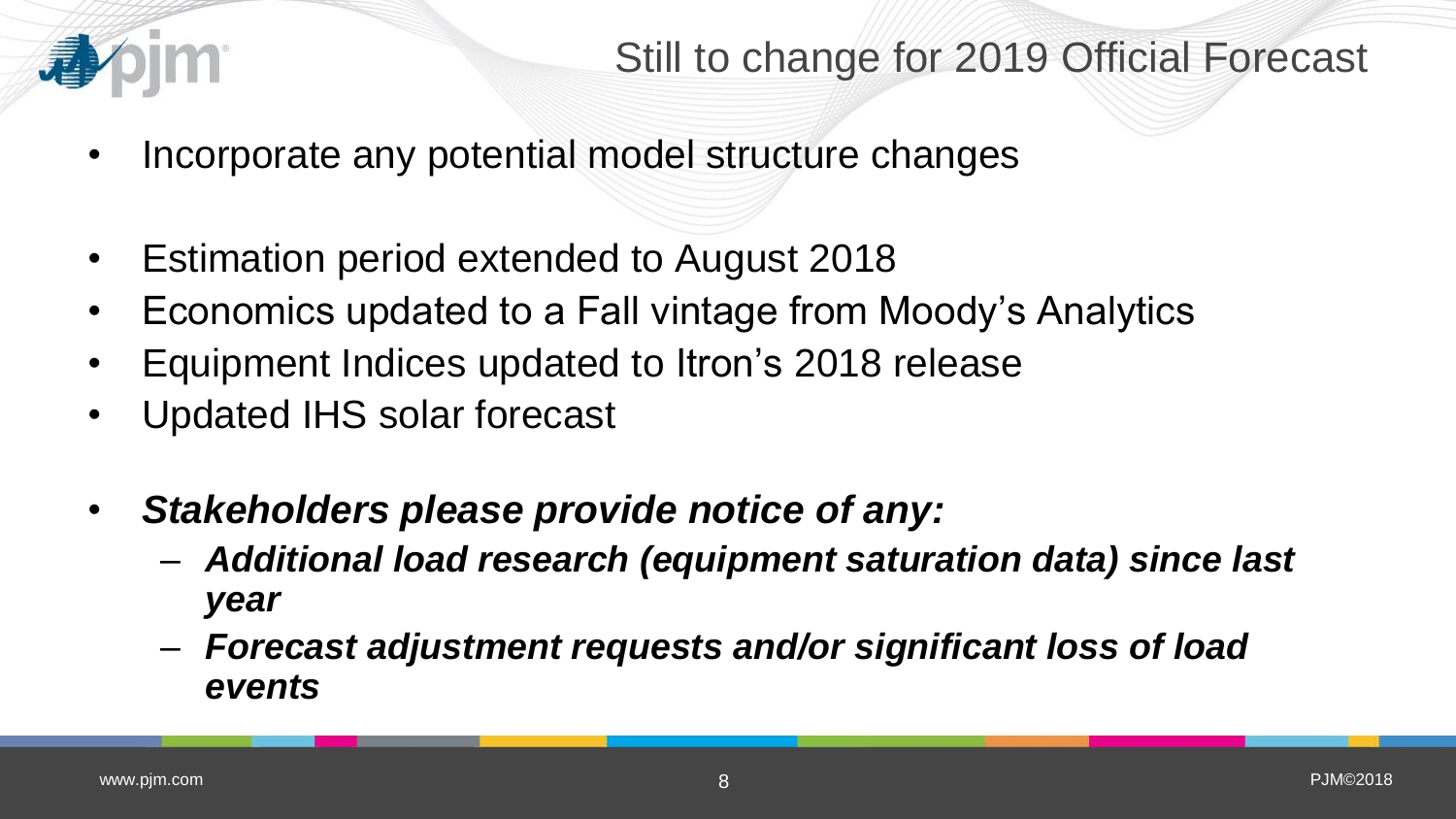# Still to change for 2019 Official Forecast

- Incorporate any potential model structure changes

- Estimation period extended to August 2018
- Economics updated to a Fall vintage from Moody's Analytics
- Equipment Indices updated to Itron's 2018 release
- Updated IHS solar forecast

- ***Stakeholders please provide notice of any:***
  - ***Additional load research (equipment saturation data) since last year***
  - ***Forecast adjustment requests and/or significant loss of load events***